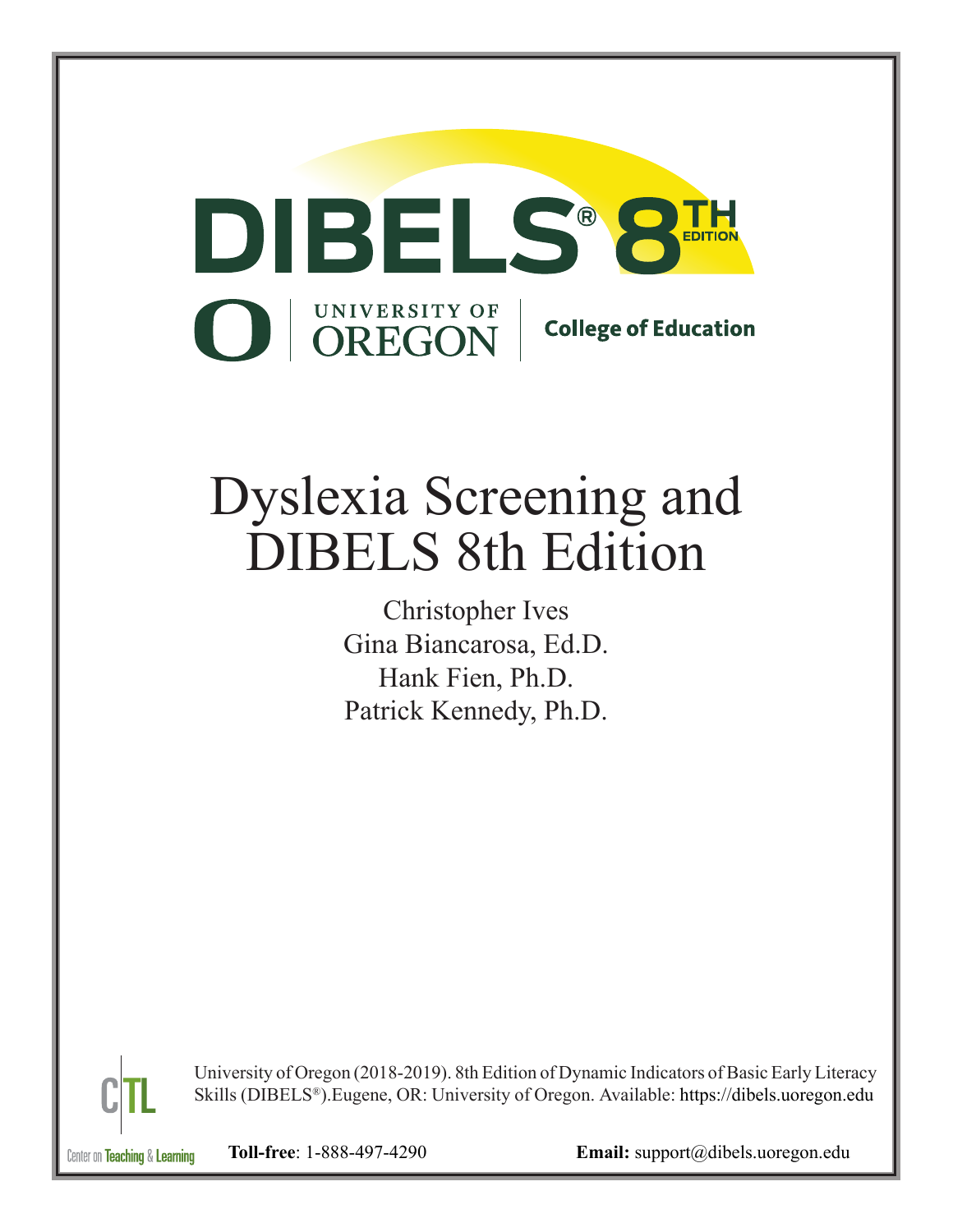DIBELS® 8TH EDITION

UNIVERSITY OF OREGON | College of Education

# Dyslexia Screening and DIBELS 8th Edition

Christopher Ives
Gina Biancarosa, Ed.D.
Hank Fien, Ph.D.
Patrick Kennedy, Ph.D.

University of Oregon (2018-2019). 8th Edition of Dynamic Indicators of Basic Early Literacy Skills (DIBELS®).Eugene, OR: University of Oregon. Available: https://dibels.uoregon.edu

Center on Teaching & Learning

**Toll-free**: 1-888-497-4290

**Email:** support@dibels.uoregon.edu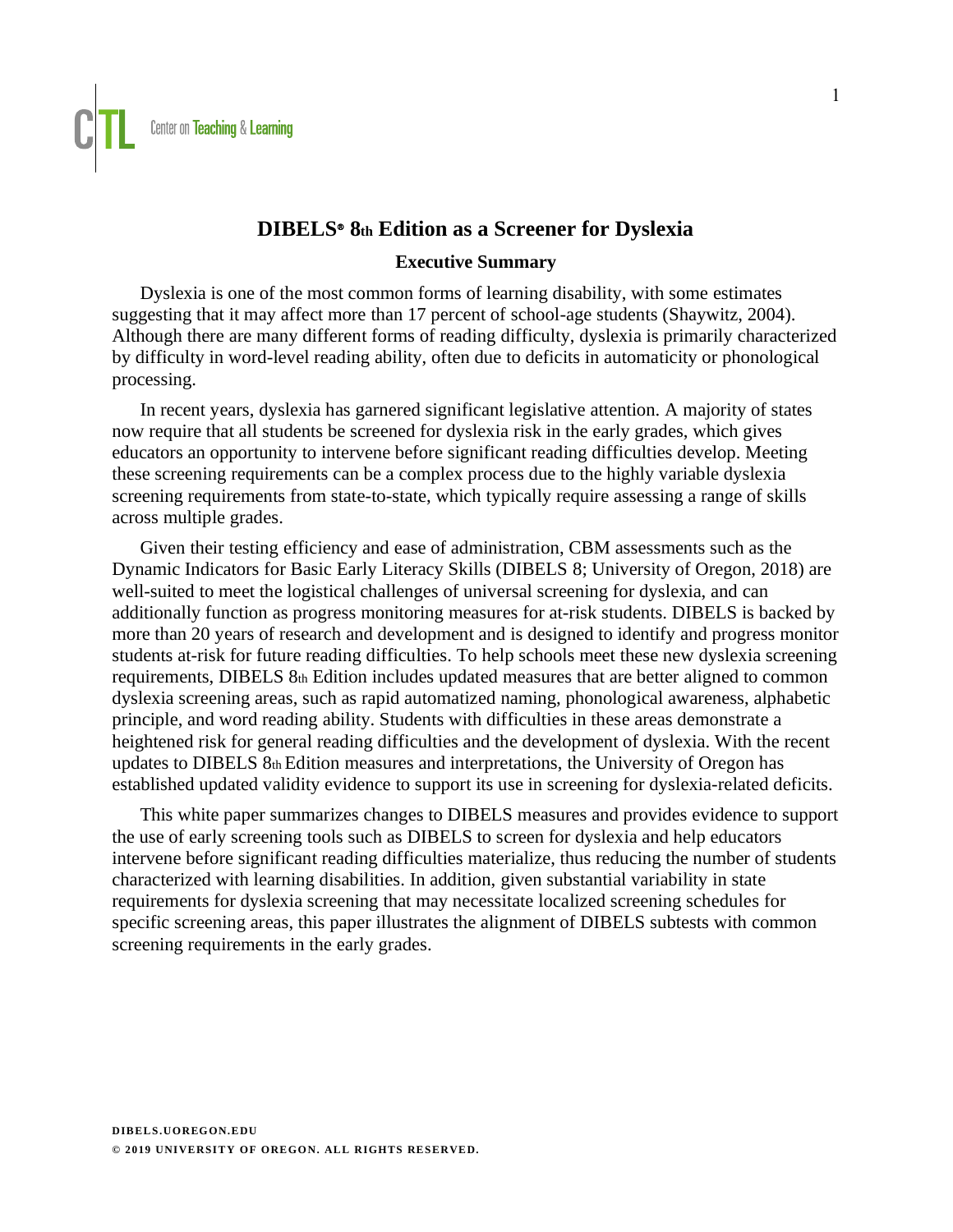# DIBELS® 8th Edition as a Screener for Dyslexia

## Executive Summary

Dyslexia is one of the most common forms of learning disability, with some estimates suggesting that it may affect more than 17 percent of school-age students (Shaywitz, 2004). Although there are many different forms of reading difficulty, dyslexia is primarily characterized by difficulty in word-level reading ability, often due to deficits in automaticity or phonological processing.

In recent years, dyslexia has garnered significant legislative attention. A majority of states now require that all students be screened for dyslexia risk in the early grades, which gives educators an opportunity to intervene before significant reading difficulties develop. Meeting these screening requirements can be a complex process due to the highly variable dyslexia screening requirements from state-to-state, which typically require assessing a range of skills across multiple grades.

Given their testing efficiency and ease of administration, CBM assessments such as the Dynamic Indicators for Basic Early Literacy Skills (DIBELS 8; University of Oregon, 2018) are well-suited to meet the logistical challenges of universal screening for dyslexia, and can additionally function as progress monitoring measures for at-risk students. DIBELS is backed by more than 20 years of research and development and is designed to identify and progress monitor students at-risk for future reading difficulties. To help schools meet these new dyslexia screening requirements, DIBELS 8th Edition includes updated measures that are better aligned to common dyslexia screening areas, such as rapid automatized naming, phonological awareness, alphabetic principle, and word reading ability. Students with difficulties in these areas demonstrate a heightened risk for general reading difficulties and the development of dyslexia. With the recent updates to DIBELS 8th Edition measures and interpretations, the University of Oregon has established updated validity evidence to support its use in screening for dyslexia-related deficits.

This white paper summarizes changes to DIBELS measures and provides evidence to support the use of early screening tools such as DIBELS to screen for dyslexia and help educators intervene before significant reading difficulties materialize, thus reducing the number of students characterized with learning disabilities. In addition, given substantial variability in state requirements for dyslexia screening that may necessitate localized screening schedules for specific screening areas, this paper illustrates the alignment of DIBELS subtests with common screening requirements in the early grades.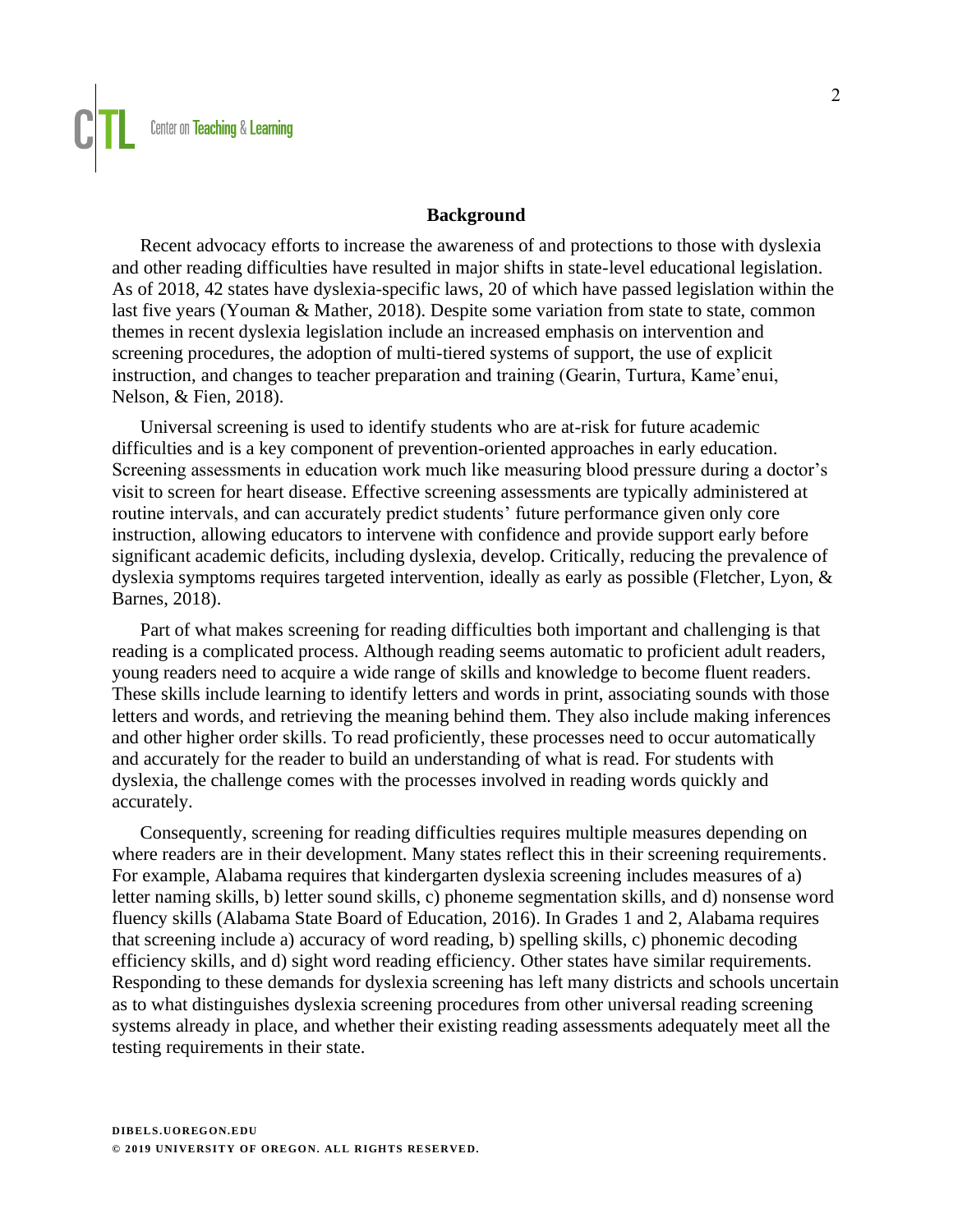## Background

Recent advocacy efforts to increase the awareness of and protections to those with dyslexia and other reading difficulties have resulted in major shifts in state-level educational legislation. As of 2018, 42 states have dyslexia-specific laws, 20 of which have passed legislation within the last five years (Youman & Mather, 2018). Despite some variation from state to state, common themes in recent dyslexia legislation include an increased emphasis on intervention and screening procedures, the adoption of multi-tiered systems of support, the use of explicit instruction, and changes to teacher preparation and training (Gearin, Turtura, Kame'enui, Nelson, & Fien, 2018).

Universal screening is used to identify students who are at-risk for future academic difficulties and is a key component of prevention-oriented approaches in early education. Screening assessments in education work much like measuring blood pressure during a doctor's visit to screen for heart disease. Effective screening assessments are typically administered at routine intervals, and can accurately predict students' future performance given only core instruction, allowing educators to intervene with confidence and provide support early before significant academic deficits, including dyslexia, develop. Critically, reducing the prevalence of dyslexia symptoms requires targeted intervention, ideally as early as possible (Fletcher, Lyon, & Barnes, 2018).

Part of what makes screening for reading difficulties both important and challenging is that reading is a complicated process. Although reading seems automatic to proficient adult readers, young readers need to acquire a wide range of skills and knowledge to become fluent readers. These skills include learning to identify letters and words in print, associating sounds with those letters and words, and retrieving the meaning behind them. They also include making inferences and other higher order skills. To read proficiently, these processes need to occur automatically and accurately for the reader to build an understanding of what is read. For students with dyslexia, the challenge comes with the processes involved in reading words quickly and accurately.

Consequently, screening for reading difficulties requires multiple measures depending on where readers are in their development. Many states reflect this in their screening requirements. For example, Alabama requires that kindergarten dyslexia screening includes measures of a) letter naming skills, b) letter sound skills, c) phoneme segmentation skills, and d) nonsense word fluency skills (Alabama State Board of Education, 2016). In Grades 1 and 2, Alabama requires that screening include a) accuracy of word reading, b) spelling skills, c) phonemic decoding efficiency skills, and d) sight word reading efficiency. Other states have similar requirements. Responding to these demands for dyslexia screening has left many districts and schools uncertain as to what distinguishes dyslexia screening procedures from other universal reading screening systems already in place, and whether their existing reading assessments adequately meet all the testing requirements in their state.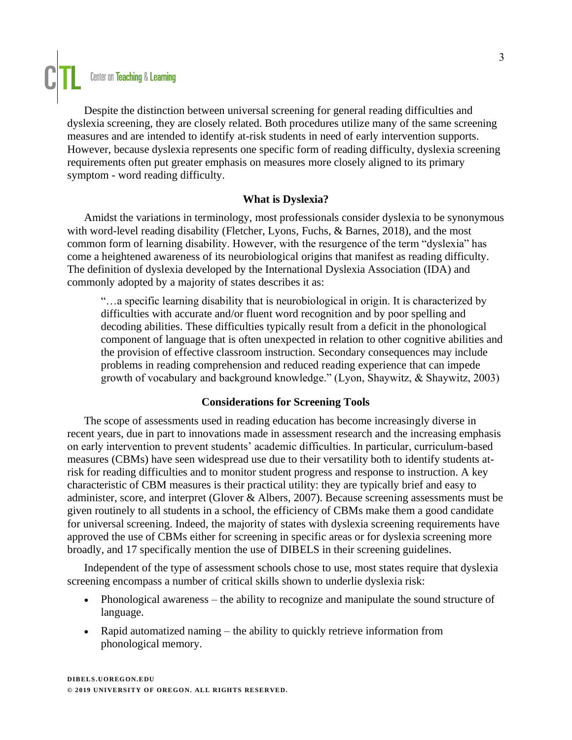Despite the distinction between universal screening for general reading difficulties and dyslexia screening, they are closely related. Both procedures utilize many of the same screening measures and are intended to identify at-risk students in need of early intervention supports. However, because dyslexia represents one specific form of reading difficulty, dyslexia screening requirements often put greater emphasis on measures more closely aligned to its primary symptom - word reading difficulty.

## What is Dyslexia?

Amidst the variations in terminology, most professionals consider dyslexia to be synonymous with word-level reading disability (Fletcher, Lyons, Fuchs, & Barnes, 2018), and the most common form of learning disability. However, with the resurgence of the term "dyslexia" has come a heightened awareness of its neurobiological origins that manifest as reading difficulty. The definition of dyslexia developed by the International Dyslexia Association (IDA) and commonly adopted by a majority of states describes it as:

> "…a specific learning disability that is neurobiological in origin. It is characterized by difficulties with accurate and/or fluent word recognition and by poor spelling and decoding abilities. These difficulties typically result from a deficit in the phonological component of language that is often unexpected in relation to other cognitive abilities and the provision of effective classroom instruction. Secondary consequences may include problems in reading comprehension and reduced reading experience that can impede growth of vocabulary and background knowledge." (Lyon, Shaywitz, & Shaywitz, 2003)

## Considerations for Screening Tools

The scope of assessments used in reading education has become increasingly diverse in recent years, due in part to innovations made in assessment research and the increasing emphasis on early intervention to prevent students' academic difficulties. In particular, curriculum-based measures (CBMs) have seen widespread use due to their versatility both to identify students at-risk for reading difficulties and to monitor student progress and response to instruction. A key characteristic of CBM measures is their practical utility: they are typically brief and easy to administer, score, and interpret (Glover & Albers, 2007). Because screening assessments must be given routinely to all students in a school, the efficiency of CBMs make them a good candidate for universal screening. Indeed, the majority of states with dyslexia screening requirements have approved the use of CBMs either for screening in specific areas or for dyslexia screening more broadly, and 17 specifically mention the use of DIBELS in their screening guidelines.

Independent of the type of assessment schools chose to use, most states require that dyslexia screening encompass a number of critical skills shown to underlie dyslexia risk:

- Phonological awareness – the ability to recognize and manipulate the sound structure of language.
- Rapid automatized naming – the ability to quickly retrieve information from phonological memory.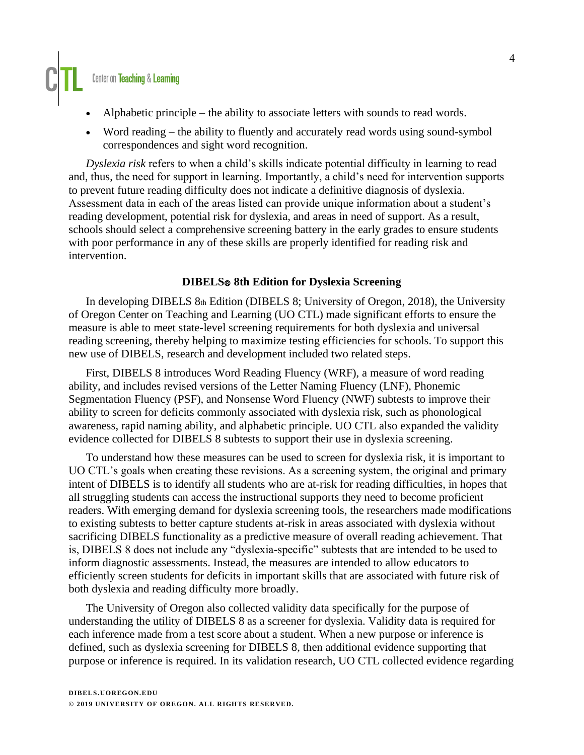- Alphabetic principle – the ability to associate letters with sounds to read words.
- Word reading – the ability to fluently and accurately read words using sound-symbol correspondences and sight word recognition.

*Dyslexia risk* refers to when a child's skills indicate potential difficulty in learning to read and, thus, the need for support in learning. Importantly, a child's need for intervention supports to prevent future reading difficulty does not indicate a definitive diagnosis of dyslexia. Assessment data in each of the areas listed can provide unique information about a student's reading development, potential risk for dyslexia, and areas in need of support. As a result, schools should select a comprehensive screening battery in the early grades to ensure students with poor performance in any of these skills are properly identified for reading risk and intervention.

### DIBELS® 8th Edition for Dyslexia Screening

In developing DIBELS 8th Edition (DIBELS 8; University of Oregon, 2018), the University of Oregon Center on Teaching and Learning (UO CTL) made significant efforts to ensure the measure is able to meet state-level screening requirements for both dyslexia and universal reading screening, thereby helping to maximize testing efficiencies for schools. To support this new use of DIBELS, research and development included two related steps.

First, DIBELS 8 introduces Word Reading Fluency (WRF), a measure of word reading ability, and includes revised versions of the Letter Naming Fluency (LNF), Phonemic Segmentation Fluency (PSF), and Nonsense Word Fluency (NWF) subtests to improve their ability to screen for deficits commonly associated with dyslexia risk, such as phonological awareness, rapid naming ability, and alphabetic principle. UO CTL also expanded the validity evidence collected for DIBELS 8 subtests to support their use in dyslexia screening.

To understand how these measures can be used to screen for dyslexia risk, it is important to UO CTL's goals when creating these revisions. As a screening system, the original and primary intent of DIBELS is to identify all students who are at-risk for reading difficulties, in hopes that all struggling students can access the instructional supports they need to become proficient readers. With emerging demand for dyslexia screening tools, the researchers made modifications to existing subtests to better capture students at-risk in areas associated with dyslexia without sacrificing DIBELS functionality as a predictive measure of overall reading achievement. That is, DIBELS 8 does not include any "dyslexia-specific" subtests that are intended to be used to inform diagnostic assessments. Instead, the measures are intended to allow educators to efficiently screen students for deficits in important skills that are associated with future risk of both dyslexia and reading difficulty more broadly.

The University of Oregon also collected validity data specifically for the purpose of understanding the utility of DIBELS 8 as a screener for dyslexia. Validity data is required for each inference made from a test score about a student. When a new purpose or inference is defined, such as dyslexia screening for DIBELS 8, then additional evidence supporting that purpose or inference is required. In its validation research, UO CTL collected evidence regarding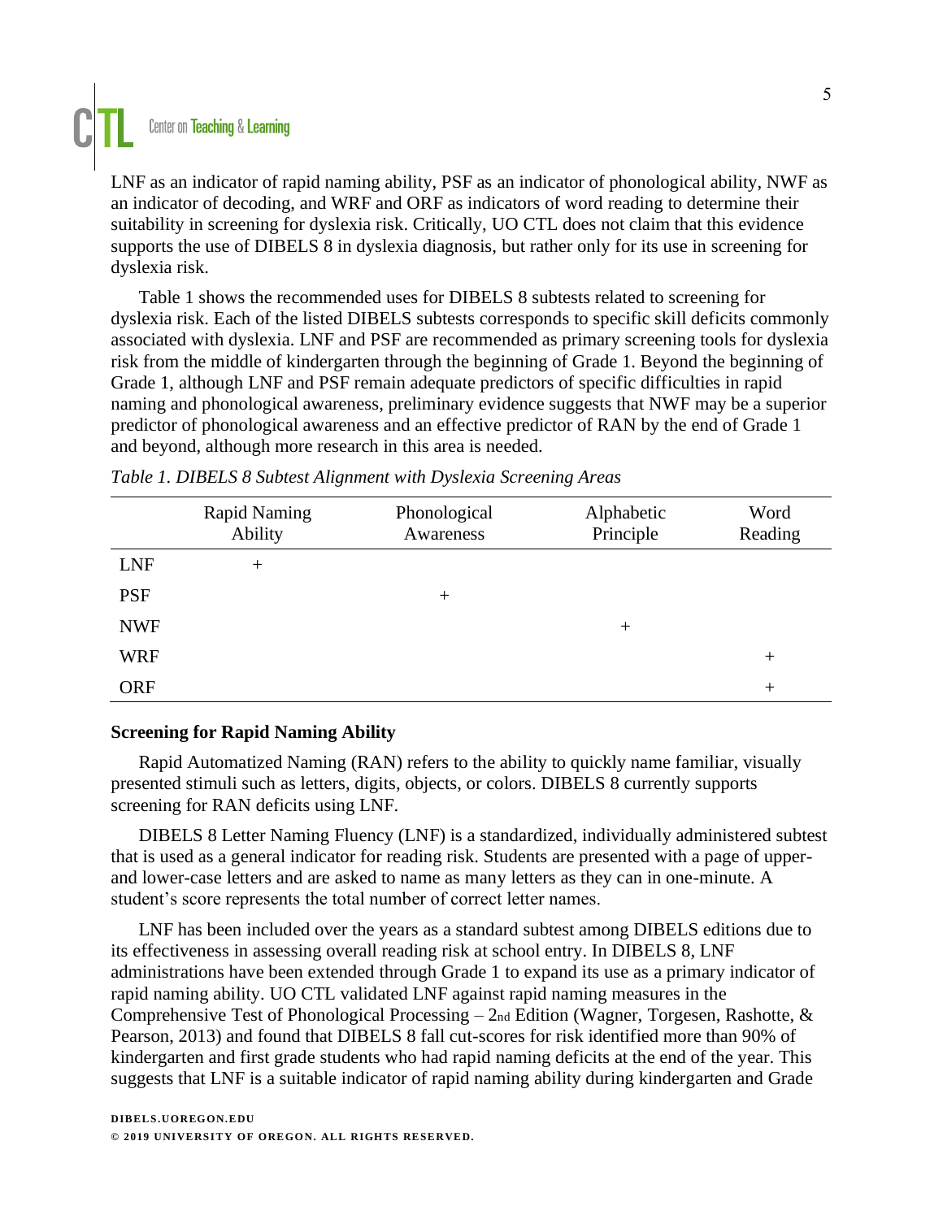LNF as an indicator of rapid naming ability, PSF as an indicator of phonological ability, NWF as an indicator of decoding, and WRF and ORF as indicators of word reading to determine their suitability in screening for dyslexia risk. Critically, UO CTL does not claim that this evidence supports the use of DIBELS 8 in dyslexia diagnosis, but rather only for its use in screening for dyslexia risk.

Table 1 shows the recommended uses for DIBELS 8 subtests related to screening for dyslexia risk. Each of the listed DIBELS subtests corresponds to specific skill deficits commonly associated with dyslexia. LNF and PSF are recommended as primary screening tools for dyslexia risk from the middle of kindergarten through the beginning of Grade 1. Beyond the beginning of Grade 1, although LNF and PSF remain adequate predictors of specific difficulties in rapid naming and phonological awareness, preliminary evidence suggests that NWF may be a superior predictor of phonological awareness and an effective predictor of RAN by the end of Grade 1 and beyond, although more research in this area is needed.

*Table 1. DIBELS 8 Subtest Alignment with Dyslexia Screening Areas*

| | Rapid Naming Ability | Phonological Awareness | Alphabetic Principle | Word Reading |
|---|---|---|---|---|
| LNF | + | | | |
| PSF | | + | | |
| NWF | | | + | |
| WRF | | | | + |
| ORF | | | | + |

**Screening for Rapid Naming Ability**

Rapid Automatized Naming (RAN) refers to the ability to quickly name familiar, visually presented stimuli such as letters, digits, objects, or colors. DIBELS 8 currently supports screening for RAN deficits using LNF.

DIBELS 8 Letter Naming Fluency (LNF) is a standardized, individually administered subtest that is used as a general indicator for reading risk. Students are presented with a page of upper- and lower-case letters and are asked to name as many letters as they can in one-minute. A student's score represents the total number of correct letter names.

LNF has been included over the years as a standard subtest among DIBELS editions due to its effectiveness in assessing overall reading risk at school entry. In DIBELS 8, LNF administrations have been extended through Grade 1 to expand its use as a primary indicator of rapid naming ability. UO CTL validated LNF against rapid naming measures in the Comprehensive Test of Phonological Processing – 2nd Edition (Wagner, Torgesen, Rashotte, & Pearson, 2013) and found that DIBELS 8 fall cut-scores for risk identified more than 90% of kindergarten and first grade students who had rapid naming deficits at the end of the year. This suggests that LNF is a suitable indicator of rapid naming ability during kindergarten and Grade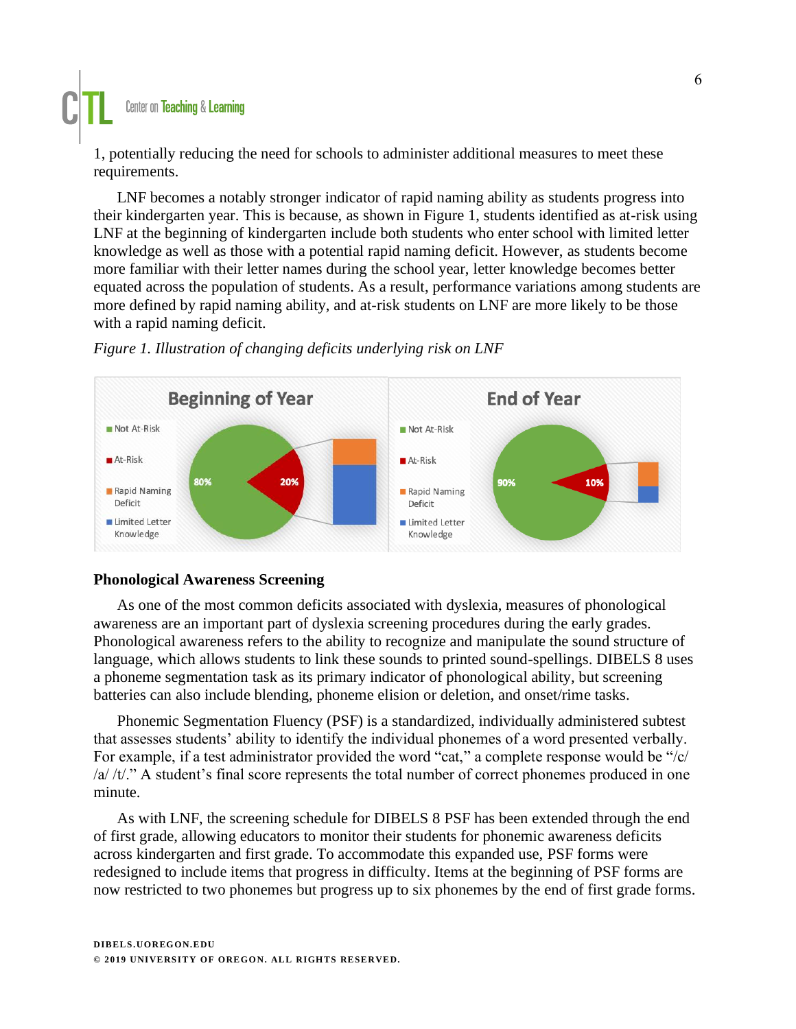1, potentially reducing the need for schools to administer additional measures to meet these requirements.

LNF becomes a notably stronger indicator of rapid naming ability as students progress into their kindergarten year. This is because, as shown in Figure 1, students identified as at-risk using LNF at the beginning of kindergarten include both students who enter school with limited letter knowledge as well as those with a potential rapid naming deficit. However, as students become more familiar with their letter names during the school year, letter knowledge becomes better equated across the population of students. As a result, performance variations among students are more defined by rapid naming ability, and at-risk students on LNF are more likely to be those with a rapid naming deficit.

*Figure 1. Illustration of changing deficits underlying risk on LNF*

## Phonological Awareness Screening

As one of the most common deficits associated with dyslexia, measures of phonological awareness are an important part of dyslexia screening procedures during the early grades. Phonological awareness refers to the ability to recognize and manipulate the sound structure of language, which allows students to link these sounds to printed sound-spellings. DIBELS 8 uses a phoneme segmentation task as its primary indicator of phonological ability, but screening batteries can also include blending, phoneme elision or deletion, and onset/rime tasks.

Phonemic Segmentation Fluency (PSF) is a standardized, individually administered subtest that assesses students' ability to identify the individual phonemes of a word presented verbally. For example, if a test administrator provided the word "cat," a complete response would be "/c/ /a/ /t/." A student's final score represents the total number of correct phonemes produced in one minute.

As with LNF, the screening schedule for DIBELS 8 PSF has been extended through the end of first grade, allowing educators to monitor their students for phonemic awareness deficits across kindergarten and first grade. To accommodate this expanded use, PSF forms were redesigned to include items that progress in difficulty. Items at the beginning of PSF forms are now restricted to two phonemes but progress up to six phonemes by the end of first grade forms.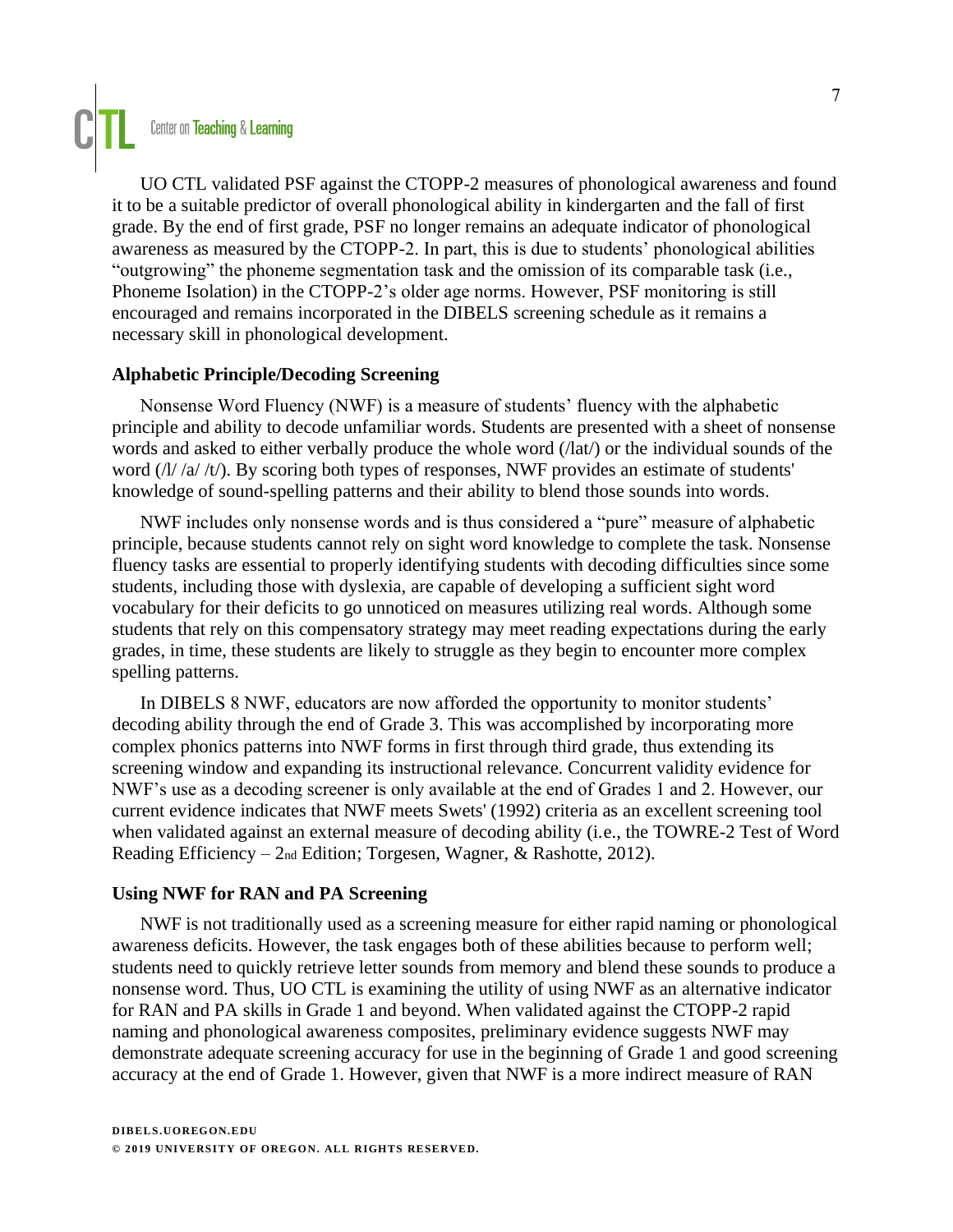UO CTL validated PSF against the CTOPP-2 measures of phonological awareness and found it to be a suitable predictor of overall phonological ability in kindergarten and the fall of first grade. By the end of first grade, PSF no longer remains an adequate indicator of phonological awareness as measured by the CTOPP-2. In part, this is due to students' phonological abilities "outgrowing" the phoneme segmentation task and the omission of its comparable task (i.e., Phoneme Isolation) in the CTOPP-2's older age norms. However, PSF monitoring is still encouraged and remains incorporated in the DIBELS screening schedule as it remains a necessary skill in phonological development.

### Alphabetic Principle/Decoding Screening

Nonsense Word Fluency (NWF) is a measure of students' fluency with the alphabetic principle and ability to decode unfamiliar words. Students are presented with a sheet of nonsense words and asked to either verbally produce the whole word (/lat/) or the individual sounds of the word (/l/ /a/ /t/). By scoring both types of responses, NWF provides an estimate of students' knowledge of sound-spelling patterns and their ability to blend those sounds into words.

NWF includes only nonsense words and is thus considered a "pure" measure of alphabetic principle, because students cannot rely on sight word knowledge to complete the task. Nonsense fluency tasks are essential to properly identifying students with decoding difficulties since some students, including those with dyslexia, are capable of developing a sufficient sight word vocabulary for their deficits to go unnoticed on measures utilizing real words. Although some students that rely on this compensatory strategy may meet reading expectations during the early grades, in time, these students are likely to struggle as they begin to encounter more complex spelling patterns.

In DIBELS 8 NWF, educators are now afforded the opportunity to monitor students' decoding ability through the end of Grade 3. This was accomplished by incorporating more complex phonics patterns into NWF forms in first through third grade, thus extending its screening window and expanding its instructional relevance. Concurrent validity evidence for NWF's use as a decoding screener is only available at the end of Grades 1 and 2. However, our current evidence indicates that NWF meets Swets' (1992) criteria as an excellent screening tool when validated against an external measure of decoding ability (i.e., the TOWRE-2 Test of Word Reading Efficiency – 2nd Edition; Torgesen, Wagner, & Rashotte, 2012).

### Using NWF for RAN and PA Screening

NWF is not traditionally used as a screening measure for either rapid naming or phonological awareness deficits. However, the task engages both of these abilities because to perform well; students need to quickly retrieve letter sounds from memory and blend these sounds to produce a nonsense word. Thus, UO CTL is examining the utility of using NWF as an alternative indicator for RAN and PA skills in Grade 1 and beyond. When validated against the CTOPP-2 rapid naming and phonological awareness composites, preliminary evidence suggests NWF may demonstrate adequate screening accuracy for use in the beginning of Grade 1 and good screening accuracy at the end of Grade 1. However, given that NWF is a more indirect measure of RAN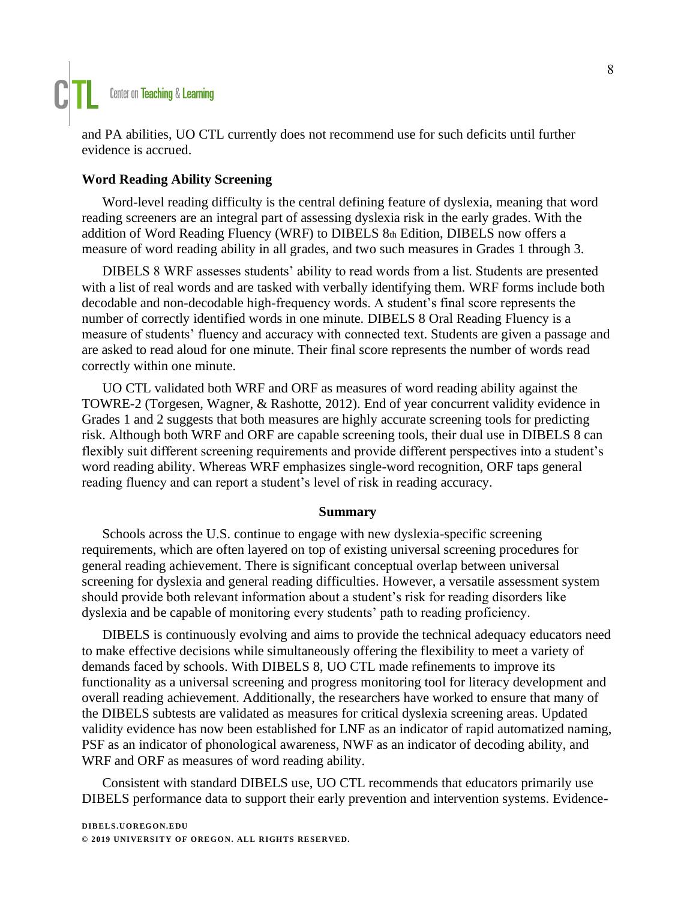and PA abilities, UO CTL currently does not recommend use for such deficits until further evidence is accrued.

### Word Reading Ability Screening

Word-level reading difficulty is the central defining feature of dyslexia, meaning that word reading screeners are an integral part of assessing dyslexia risk in the early grades. With the addition of Word Reading Fluency (WRF) to DIBELS 8th Edition, DIBELS now offers a measure of word reading ability in all grades, and two such measures in Grades 1 through 3.

DIBELS 8 WRF assesses students' ability to read words from a list. Students are presented with a list of real words and are tasked with verbally identifying them. WRF forms include both decodable and non-decodable high-frequency words. A student's final score represents the number of correctly identified words in one minute. DIBELS 8 Oral Reading Fluency is a measure of students' fluency and accuracy with connected text. Students are given a passage and are asked to read aloud for one minute. Their final score represents the number of words read correctly within one minute.

UO CTL validated both WRF and ORF as measures of word reading ability against the TOWRE-2 (Torgesen, Wagner, & Rashotte, 2012). End of year concurrent validity evidence in Grades 1 and 2 suggests that both measures are highly accurate screening tools for predicting risk. Although both WRF and ORF are capable screening tools, their dual use in DIBELS 8 can flexibly suit different screening requirements and provide different perspectives into a student's word reading ability. Whereas WRF emphasizes single-word recognition, ORF taps general reading fluency and can report a student's level of risk in reading accuracy.

## Summary

Schools across the U.S. continue to engage with new dyslexia-specific screening requirements, which are often layered on top of existing universal screening procedures for general reading achievement. There is significant conceptual overlap between universal screening for dyslexia and general reading difficulties. However, a versatile assessment system should provide both relevant information about a student's risk for reading disorders like dyslexia and be capable of monitoring every students' path to reading proficiency.

DIBELS is continuously evolving and aims to provide the technical adequacy educators need to make effective decisions while simultaneously offering the flexibility to meet a variety of demands faced by schools. With DIBELS 8, UO CTL made refinements to improve its functionality as a universal screening and progress monitoring tool for literacy development and overall reading achievement. Additionally, the researchers have worked to ensure that many of the DIBELS subtests are validated as measures for critical dyslexia screening areas. Updated validity evidence has now been established for LNF as an indicator of rapid automatized naming, PSF as an indicator of phonological awareness, NWF as an indicator of decoding ability, and WRF and ORF as measures of word reading ability.

Consistent with standard DIBELS use, UO CTL recommends that educators primarily use DIBELS performance data to support their early prevention and intervention systems. Evidence-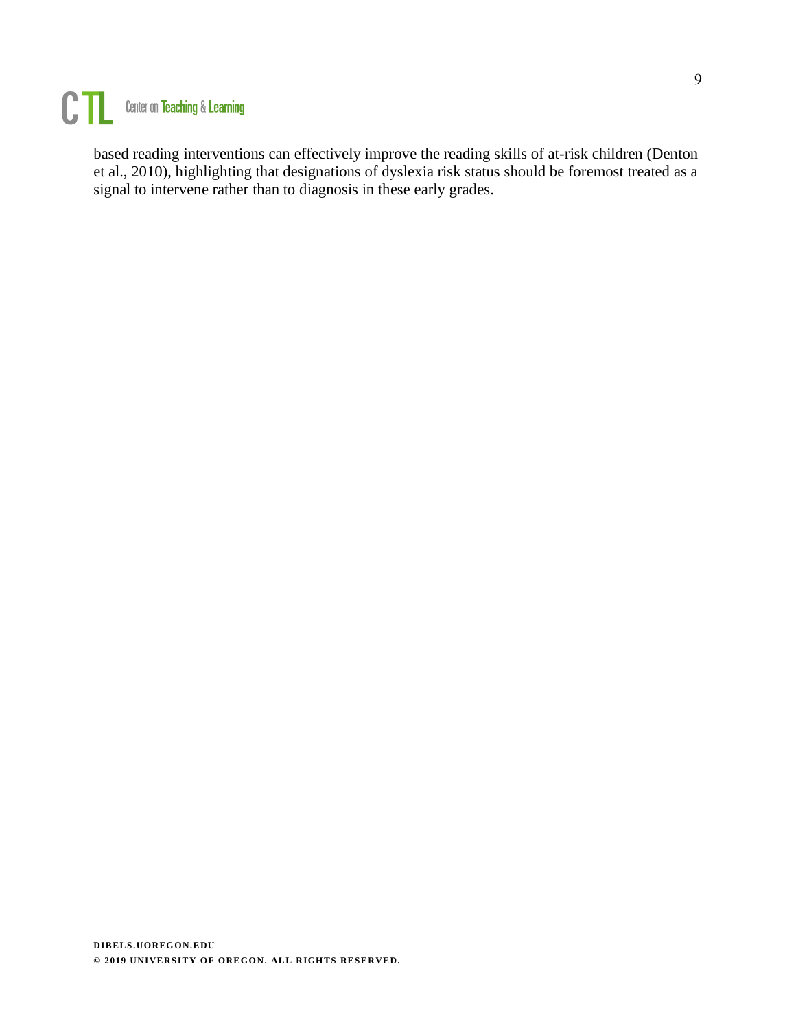based reading interventions can effectively improve the reading skills of at-risk children (Denton et al., 2010), highlighting that designations of dyslexia risk status should be foremost treated as a signal to intervene rather than to diagnosis in these early grades.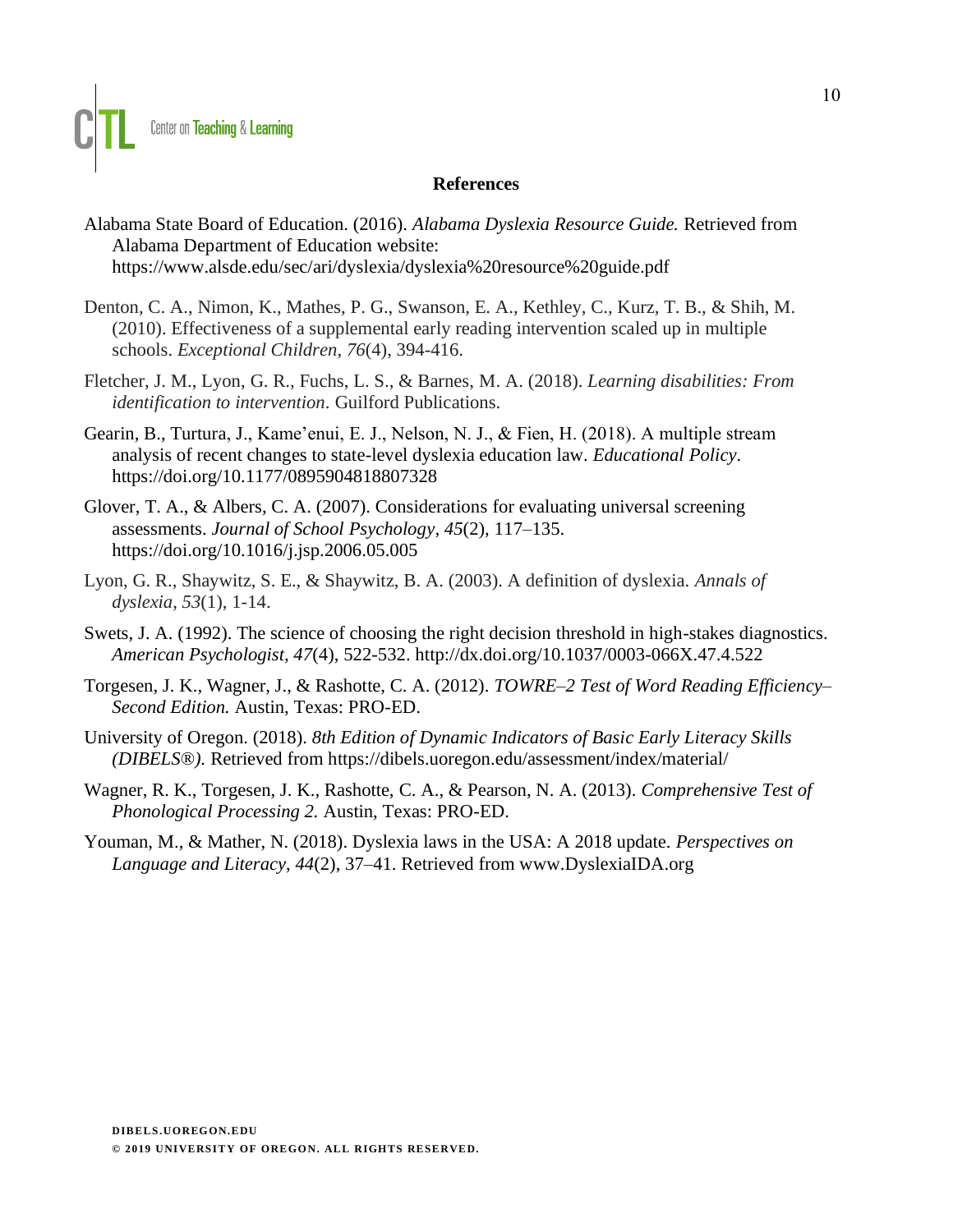## References

Alabama State Board of Education. (2016). *Alabama Dyslexia Resource Guide.* Retrieved from Alabama Department of Education website: https://www.alsde.edu/sec/ari/dyslexia/dyslexia%20resource%20guide.pdf

Denton, C. A., Nimon, K., Mathes, P. G., Swanson, E. A., Kethley, C., Kurz, T. B., & Shih, M. (2010). Effectiveness of a supplemental early reading intervention scaled up in multiple schools. *Exceptional Children*, *76*(4), 394-416.

Fletcher, J. M., Lyon, G. R., Fuchs, L. S., & Barnes, M. A. (2018). *Learning disabilities: From identification to intervention*. Guilford Publications.

Gearin, B., Turtura, J., Kame'enui, E. J., Nelson, N. J., & Fien, H. (2018). A multiple stream analysis of recent changes to state-level dyslexia education law. *Educational Policy*. https://doi.org/10.1177/0895904818807328

Glover, T. A., & Albers, C. A. (2007). Considerations for evaluating universal screening assessments. *Journal of School Psychology*, *45*(2), 117–135. https://doi.org/10.1016/j.jsp.2006.05.005

Lyon, G. R., Shaywitz, S. E., & Shaywitz, B. A. (2003). A definition of dyslexia. *Annals of dyslexia*, *53*(1), 1-14.

Swets, J. A. (1992). The science of choosing the right decision threshold in high-stakes diagnostics. *American Psychologist, 47*(4), 522-532. http://dx.doi.org/10.1037/0003-066X.47.4.522

Torgesen, J. K., Wagner, J., & Rashotte, C. A. (2012). *TOWRE–2 Test of Word Reading Efficiency–Second Edition.* Austin, Texas: PRO-ED.

University of Oregon. (2018). *8th Edition of Dynamic Indicators of Basic Early Literacy Skills (DIBELS®).* Retrieved from https://dibels.uoregon.edu/assessment/index/material/

Wagner, R. K., Torgesen, J. K., Rashotte, C. A., & Pearson, N. A. (2013). *Comprehensive Test of Phonological Processing 2.* Austin, Texas: PRO-ED.

Youman, M., & Mather, N. (2018). Dyslexia laws in the USA: A 2018 update. *Perspectives on Language and Literacy*, *44*(2), 37–41. Retrieved from www.DyslexiaIDA.org